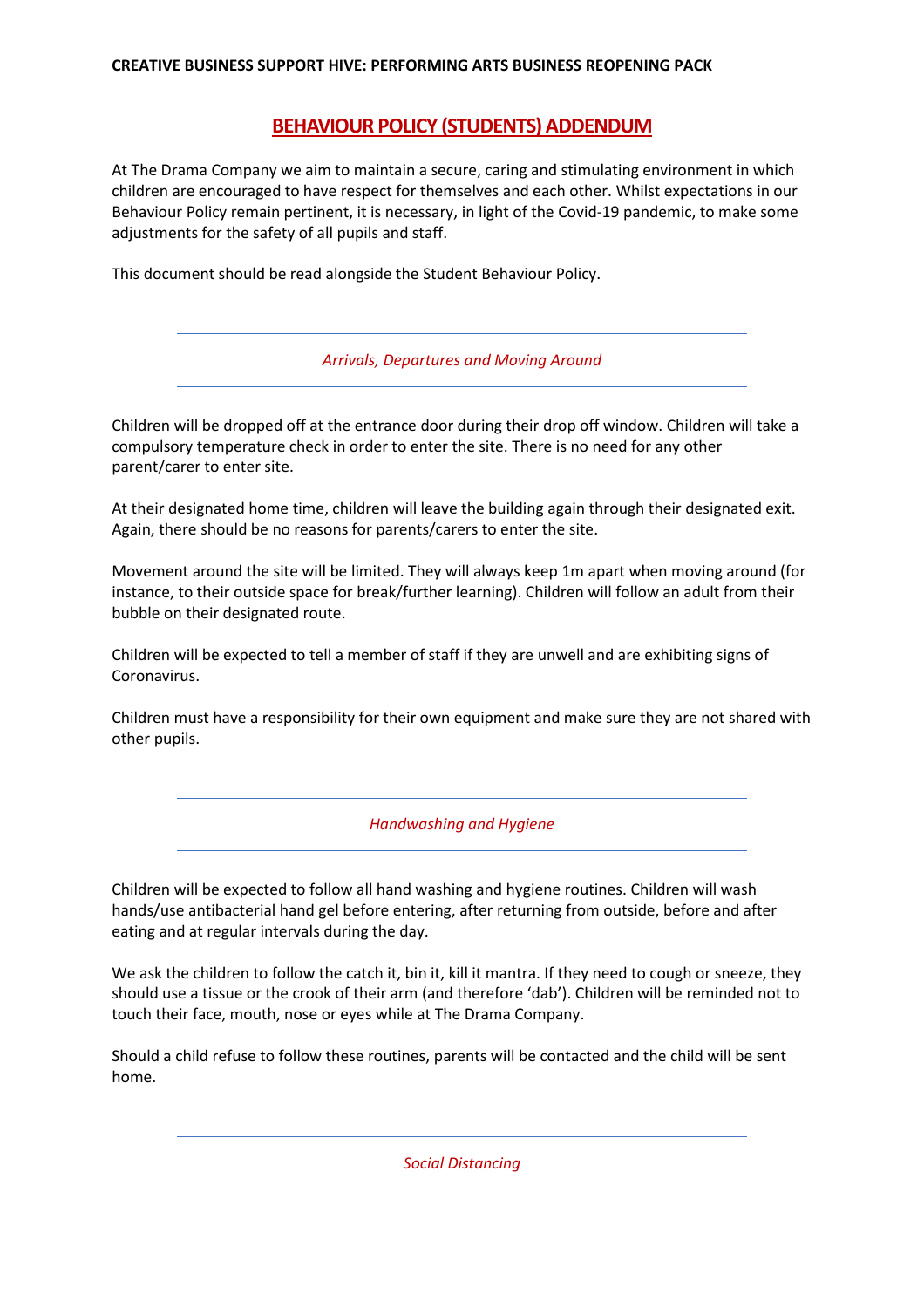# BEHAVIOUR POLICY (STUDENTS) ADDENDUM

At The Drama Company we aim to maintain a secure, caring and stimulating environment in which children are encouraged to have respect for themselves and each other. Whilst expectations in our Behaviour Policy remain pertinent, it is necessary, in light of the Covid-19 pandemic, to make some adjustments for the safety of all pupils and staff.

This document should be read alongside the Student Behaviour Policy.

## *Arrivals, Departures and Moving Around*

Children will be dropped off at the entrance door during their drop off window. Children will take a compulsory temperature check in order to enter the site. There is no need for any other parent/carer to enter site.

At their designated home time, children will leave the building again through their designated exit. Again, there should be no reasons for parents/carers to enter the site.

Movement around the site will be limited. They will always keep 1m apart when moving around (for instance, to their outside space for break/further learning). Children will follow an adult from their bubble on their designated route.

Children will be expected to tell a member of staff if they are unwell and are exhibiting signs of Coronavirus.

Children must have a responsibility for their own equipment and make sure they are not shared with other pupils.

## *Handwashing and Hygiene*

Children will be expected to follow all hand washing and hygiene routines. Children will wash hands/use antibacterial hand gel before entering, after returning from outside, before and after eating and at regular intervals during the day.

We ask the children to follow the catch it, bin it, kill it mantra. If they need to cough or sneeze, they should use a tissue or the crook of their arm (and therefore 'dab'). Children will be reminded not to touch their face, mouth, nose or eyes while at The Drama Company.

Should a child refuse to follow these routines, parents will be contacted and the child will be sent home.

## *Social Distancing*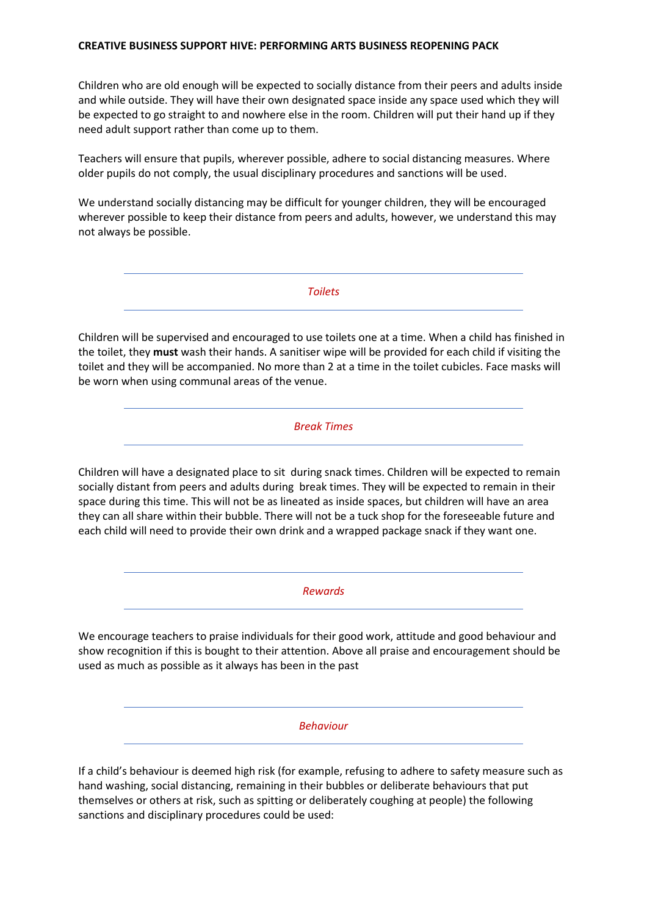Children who are old enough will be expected to socially distance from their peers and adults inside and while outside. They will have their own designated space inside any space used which they will be expected to go straight to and nowhere else in the room. Children will put their hand up if they need adult support rather than come up to them.

Teachers will ensure that pupils, wherever possible, adhere to social distancing measures. Where older pupils do not comply, the usual disciplinary procedures and sanctions will be used.

We understand socially distancing may be difficult for younger children, they will be encouraged wherever possible to keep their distance from peers and adults, however, we understand this may not always be possible.

## *Toilets*

Children will be supervised and encouraged to use toilets one at a time. When a child has finished in the toilet, they **must** wash their hands. A sanitiser wipe will be provided for each child if visiting the toilet and they will be accompanied. No more than 2 at a time in the toilet cubicles. Face masks will be worn when using communal areas of the venue.

## *Break Times*

Children will have a designated place to sit during snack times. Children will be expected to remain socially distant from peers and adults during break times. They will be expected to remain in their space during this time. This will not be as lineated as inside spaces, but children will have an area they can all share within their bubble. There will not be a tuck shop for the foreseeable future and each child will need to provide their own drink and a wrapped package snack if they want one.

## *Rewards*

We encourage teachers to praise individuals for their good work, attitude and good behaviour and show recognition if this is bought to their attention. Above all praise and encouragement should be used as much as possible as it always has been in the past

## *Behaviour*

If a child's behaviour is deemed high risk (for example, refusing to adhere to safety measure such as hand washing, social distancing, remaining in their bubbles or deliberate behaviours that put themselves or others at risk, such as spitting or deliberately coughing at people) the following sanctions and disciplinary procedures could be used: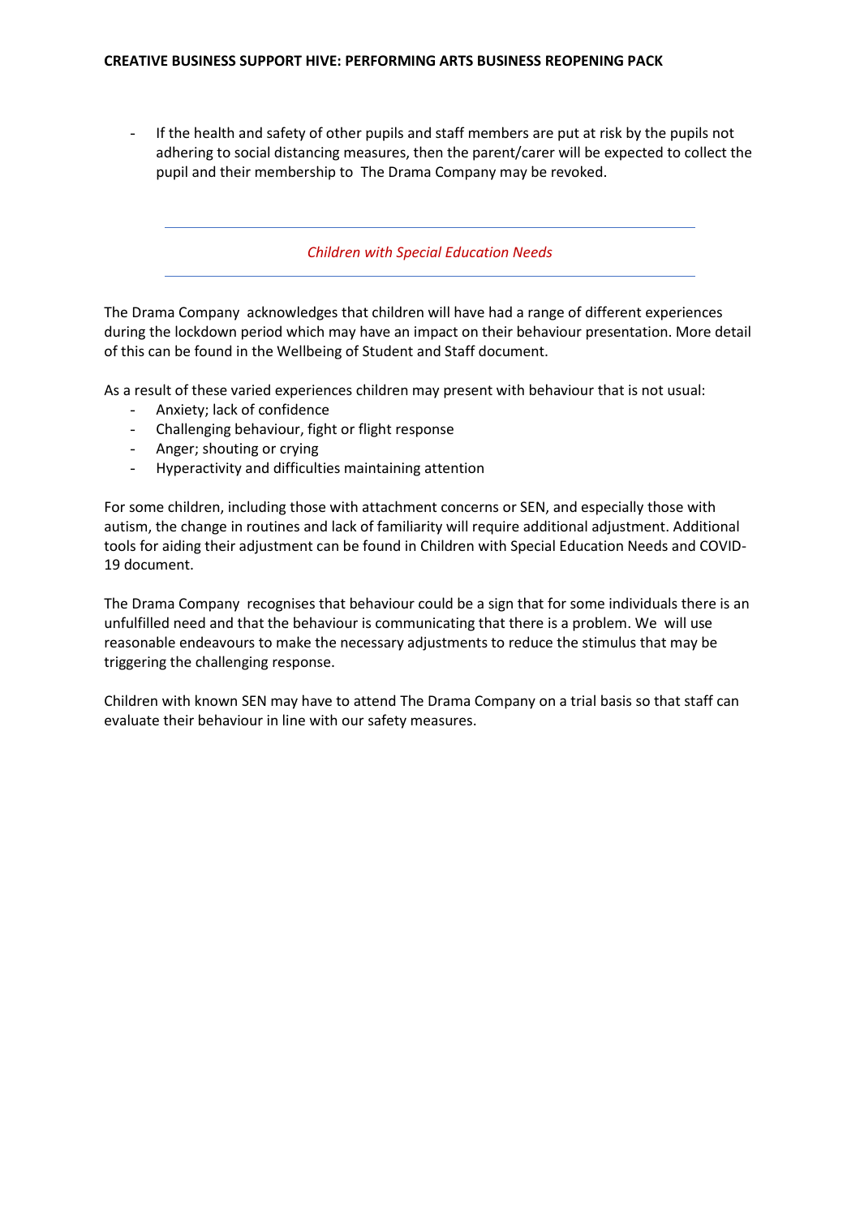- If the health and safety of other pupils and staff members are put at risk by the pupils not adhering to social distancing measures, then the parent/carer will be expected to collect the pupil and their membership to The Drama Company may be revoked.

---

*Children with Special Education Needs*

---

The Drama Company acknowledges that children will have had a range of different experiences during the lockdown period which may have an impact on their behaviour presentation. More detail of this can be found in the Wellbeing of Student and Staff document.

As a result of these varied experiences children may present with behaviour that is not usual:

- Anxiety; lack of confidence
- Challenging behaviour, fight or flight response
- Anger; shouting or crying
- Hyperactivity and difficulties maintaining attention

For some children, including those with attachment concerns or SEN, and especially those with autism, the change in routines and lack of familiarity will require additional adjustment. Additional tools for aiding their adjustment can be found in Children with Special Education Needs and COVID-19 document.

The Drama Company recognises that behaviour could be a sign that for some individuals there is an unfulfilled need and that the behaviour is communicating that there is a problem. We will use reasonable endeavours to make the necessary adjustments to reduce the stimulus that may be triggering the challenging response.

Children with known SEN may have to attend The Drama Company on a trial basis so that staff can evaluate their behaviour in line with our safety measures.